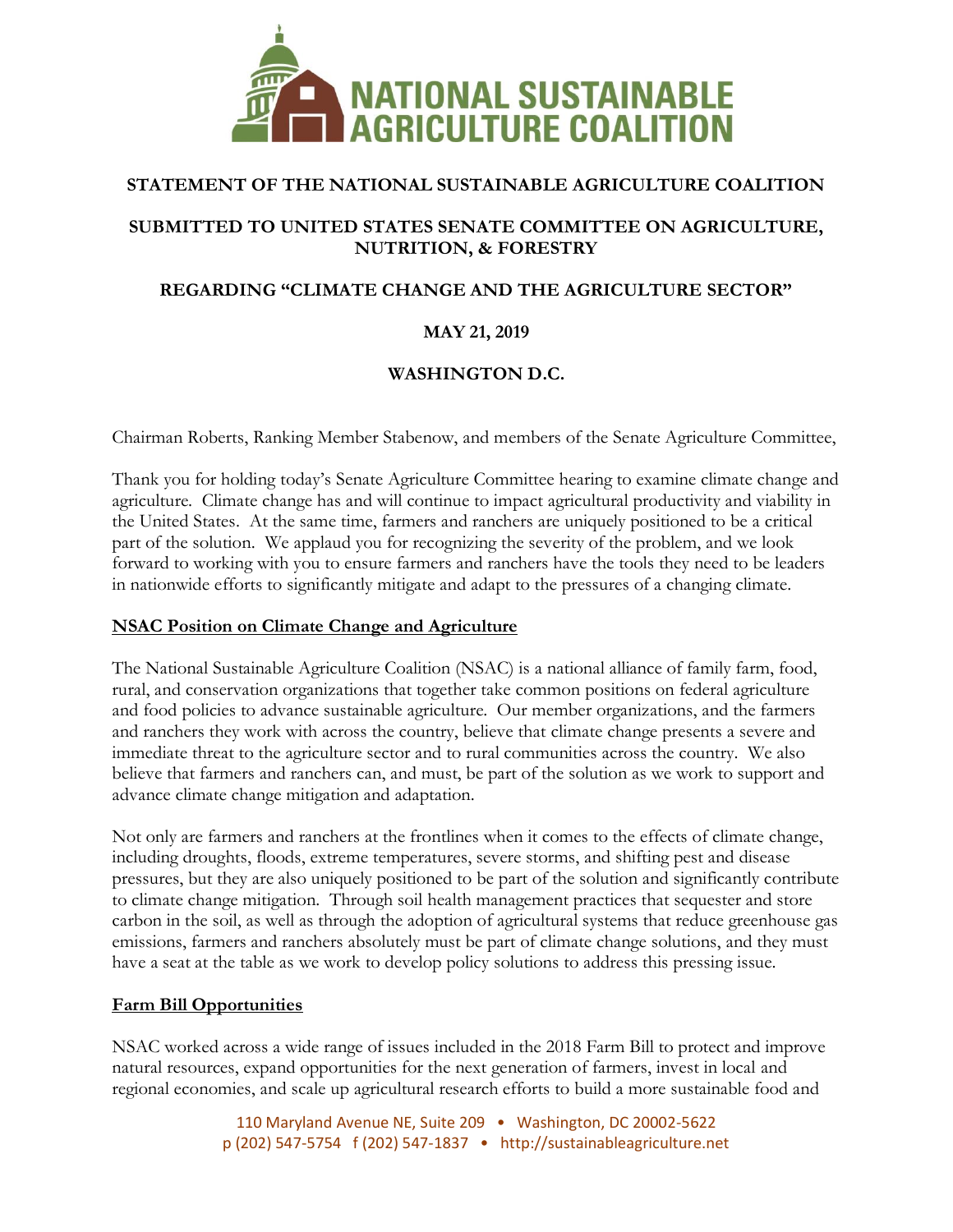# NATIONAL SUSTAINABLE AGRICULTURE COALITION

## STATEMENT OF THE NATIONAL SUSTAINABLE AGRICULTURE COALITION

## SUBMITTED TO UNITED STATES SENATE COMMITTEE ON AGRICULTURE, NUTRITION, & FORESTRY

## REGARDING "CLIMATE CHANGE AND THE AGRICULTURE SECTOR"

## MAY 21, 2019

## WASHINGTON D.C.

Chairman Roberts, Ranking Member Stabenow, and members of the Senate Agriculture Committee,

Thank you for holding today's Senate Agriculture Committee hearing to examine climate change and agriculture. Climate change has and will continue to impact agricultural productivity and viability in the United States. At the same time, farmers and ranchers are uniquely positioned to be a critical part of the solution. We applaud you for recognizing the severity of the problem, and we look forward to working with you to ensure farmers and ranchers have the tools they need to be leaders in nationwide efforts to significantly mitigate and adapt to the pressures of a changing climate.

### NSAC Position on Climate Change and Agriculture

The National Sustainable Agriculture Coalition (NSAC) is a national alliance of family farm, food, rural, and conservation organizations that together take common positions on federal agriculture and food policies to advance sustainable agriculture. Our member organizations, and the farmers and ranchers they work with across the country, believe that climate change presents a severe and immediate threat to the agriculture sector and to rural communities across the country. We also believe that farmers and ranchers can, and must, be part of the solution as we work to support and advance climate change mitigation and adaptation.

Not only are farmers and ranchers at the frontlines when it comes to the effects of climate change, including droughts, floods, extreme temperatures, severe storms, and shifting pest and disease pressures, but they are also uniquely positioned to be part of the solution and significantly contribute to climate change mitigation. Through soil health management practices that sequester and store carbon in the soil, as well as through the adoption of agricultural systems that reduce greenhouse gas emissions, farmers and ranchers absolutely must be part of climate change solutions, and they must have a seat at the table as we work to develop policy solutions to address this pressing issue.

### Farm Bill Opportunities

NSAC worked across a wide range of issues included in the 2018 Farm Bill to protect and improve natural resources, expand opportunities for the next generation of farmers, invest in local and regional economies, and scale up agricultural research efforts to build a more sustainable food and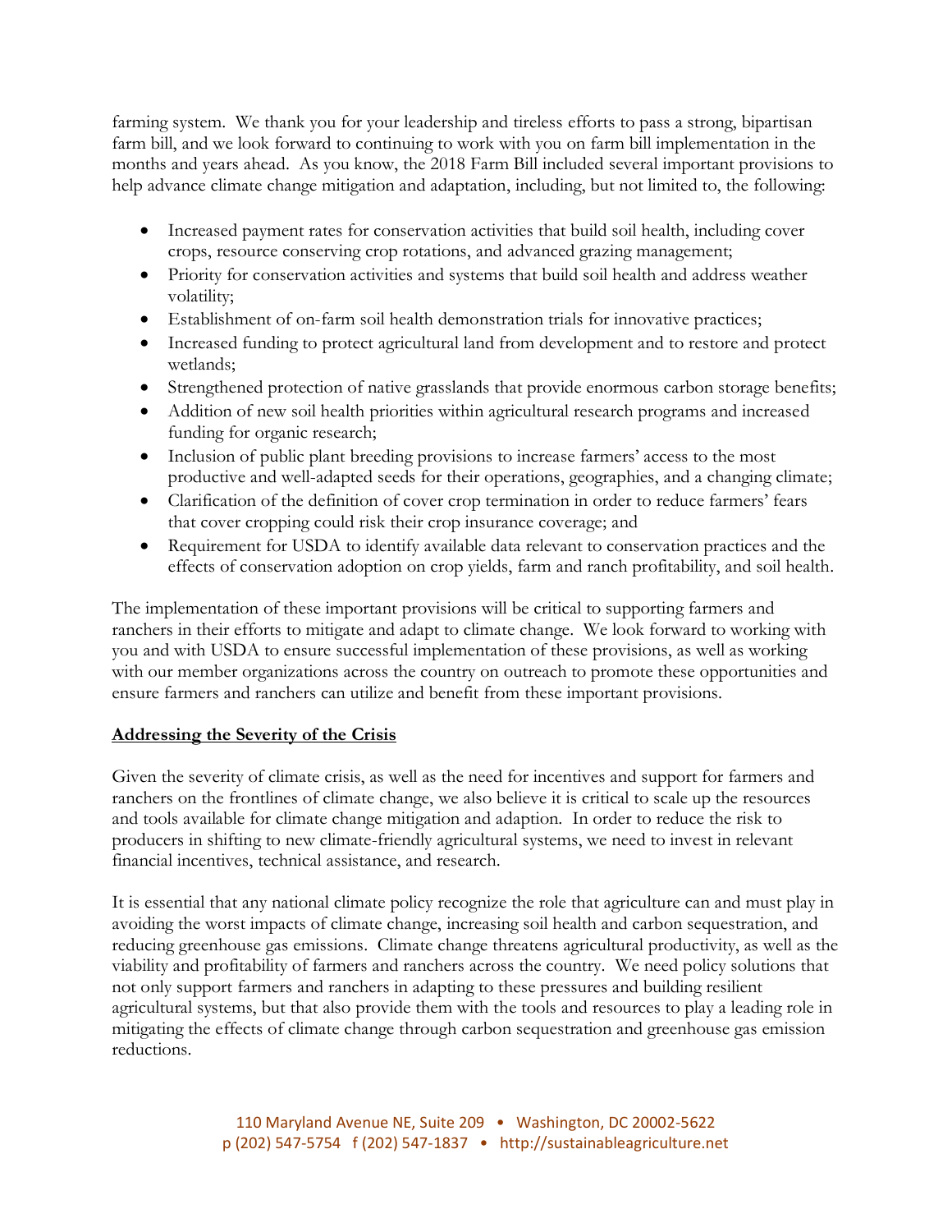farming system. We thank you for your leadership and tireless efforts to pass a strong, bipartisan farm bill, and we look forward to continuing to work with you on farm bill implementation in the months and years ahead. As you know, the 2018 Farm Bill included several important provisions to help advance climate change mitigation and adaptation, including, but not limited to, the following:

- Increased payment rates for conservation activities that build soil health, including cover crops, resource conserving crop rotations, and advanced grazing management;
- Priority for conservation activities and systems that build soil health and address weather volatility;
- Establishment of on-farm soil health demonstration trials for innovative practices;
- Increased funding to protect agricultural land from development and to restore and protect wetlands;
- Strengthened protection of native grasslands that provide enormous carbon storage benefits;
- Addition of new soil health priorities within agricultural research programs and increased funding for organic research;
- Inclusion of public plant breeding provisions to increase farmers' access to the most productive and well-adapted seeds for their operations, geographies, and a changing climate;
- Clarification of the definition of cover crop termination in order to reduce farmers' fears that cover cropping could risk their crop insurance coverage; and
- Requirement for USDA to identify available data relevant to conservation practices and the effects of conservation adoption on crop yields, farm and ranch profitability, and soil health.

The implementation of these important provisions will be critical to supporting farmers and ranchers in their efforts to mitigate and adapt to climate change. We look forward to working with you and with USDA to ensure successful implementation of these provisions, as well as working with our member organizations across the country on outreach to promote these opportunities and ensure farmers and ranchers can utilize and benefit from these important provisions.

## Addressing the Severity of the Crisis

Given the severity of climate crisis, as well as the need for incentives and support for farmers and ranchers on the frontlines of climate change, we also believe it is critical to scale up the resources and tools available for climate change mitigation and adaption. In order to reduce the risk to producers in shifting to new climate-friendly agricultural systems, we need to invest in relevant financial incentives, technical assistance, and research.

It is essential that any national climate policy recognize the role that agriculture can and must play in avoiding the worst impacts of climate change, increasing soil health and carbon sequestration, and reducing greenhouse gas emissions. Climate change threatens agricultural productivity, as well as the viability and profitability of farmers and ranchers across the country. We need policy solutions that not only support farmers and ranchers in adapting to these pressures and building resilient agricultural systems, but that also provide them with the tools and resources to play a leading role in mitigating the effects of climate change through carbon sequestration and greenhouse gas emission reductions.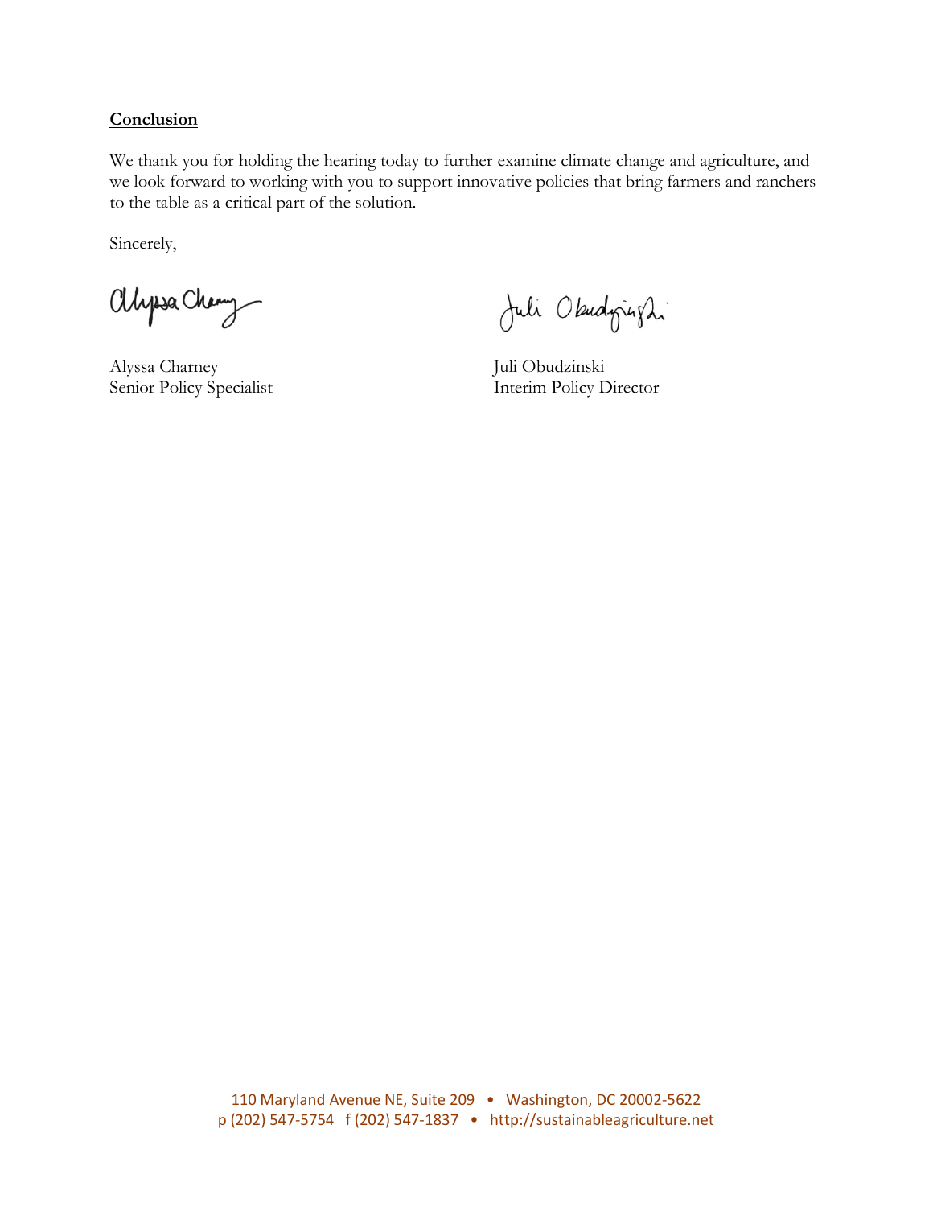**Conclusion**

We thank you for holding the hearing today to further examine climate change and agriculture, and we look forward to working with you to support innovative policies that bring farmers and ranchers to the table as a critical part of the solution.

Sincerely,

Alyssa Charney
Senior Policy Specialist

Juli Obudzinski
Interim Policy Director

110 Maryland Avenue NE, Suite 209 • Washington, DC 20002-5622
p (202) 547-5754 f (202) 547-1837 • http://sustainableagriculture.net